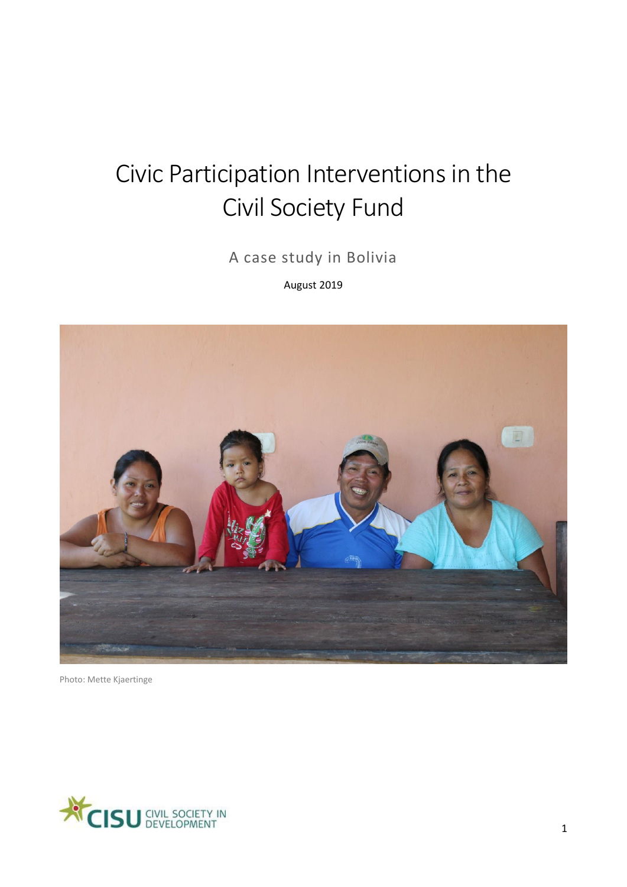# Civic Participation Interventions in the Civil Society Fund

A case study in Bolivia

August 2019

Photo: Mette Kjaertinge

CISU CIVIL SOCIETY IN DEVELOPMENT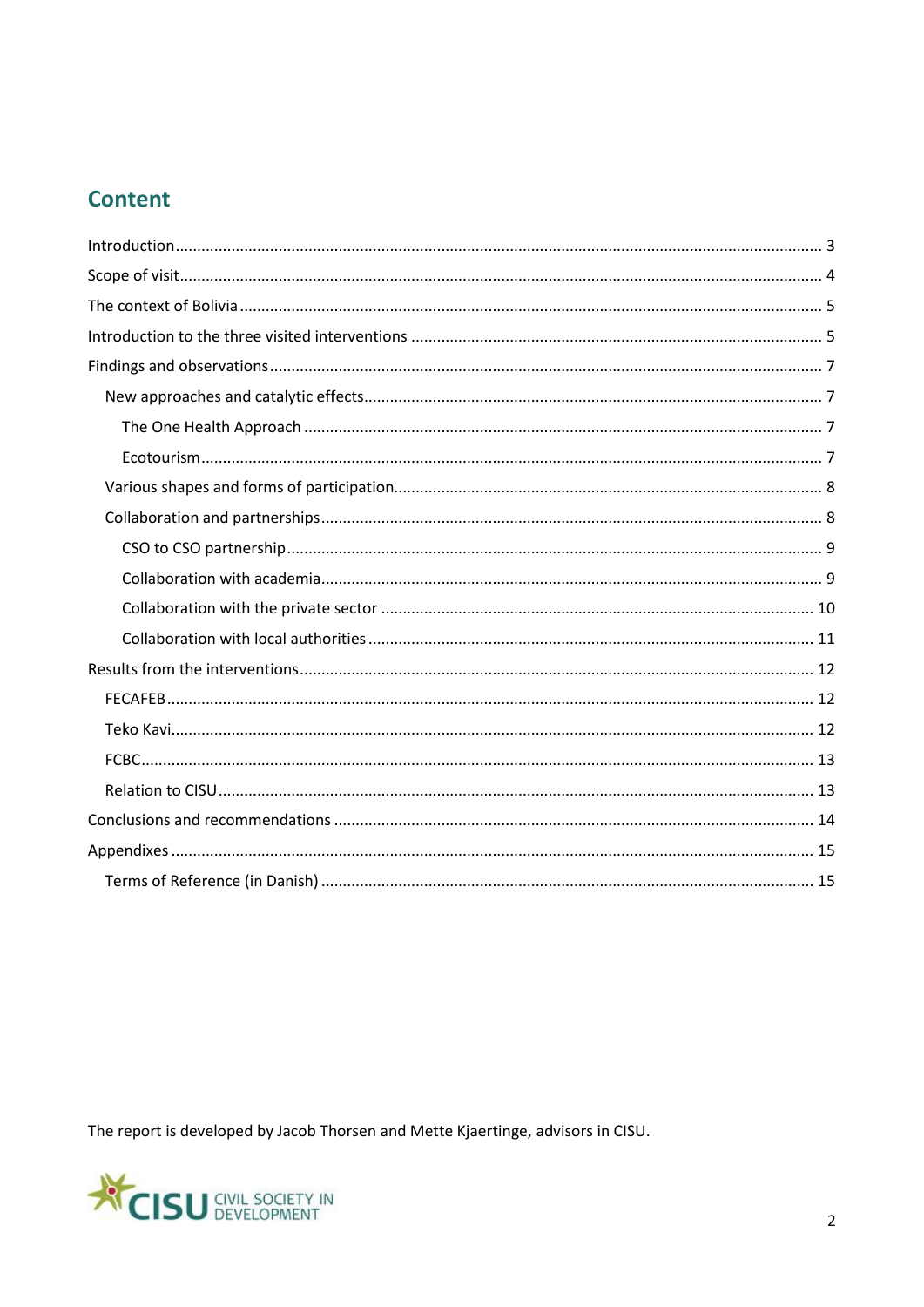# Content

- Introduction ........ 3
- Scope of visit ........ 4
- The context of Bolivia ........ 5
- Introduction to the three visited interventions ........ 5
- Findings and observations ........ 7
  - New approaches and catalytic effects ........ 7
    - The One Health Approach ........ 7
    - Ecotourism ........ 7
  - Various shapes and forms of participation ........ 8
  - Collaboration and partnerships ........ 8
    - CSO to CSO partnership ........ 9
    - Collaboration with academia ........ 9
    - Collaboration with the private sector ........ 10
    - Collaboration with local authorities ........ 11
- Results from the interventions ........ 12
  - FECAFEB ........ 12
  - Teko Kavi ........ 12
  - FCBC ........ 13
  - Relation to CISU ........ 13
- Conclusions and recommendations ........ 14
- Appendixes ........ 15
  - Terms of Reference (in Danish) ........ 15

The report is developed by Jacob Thorsen and Mette Kjaertinge, advisors in CISU.

CISU CIVIL SOCIETY IN DEVELOPMENT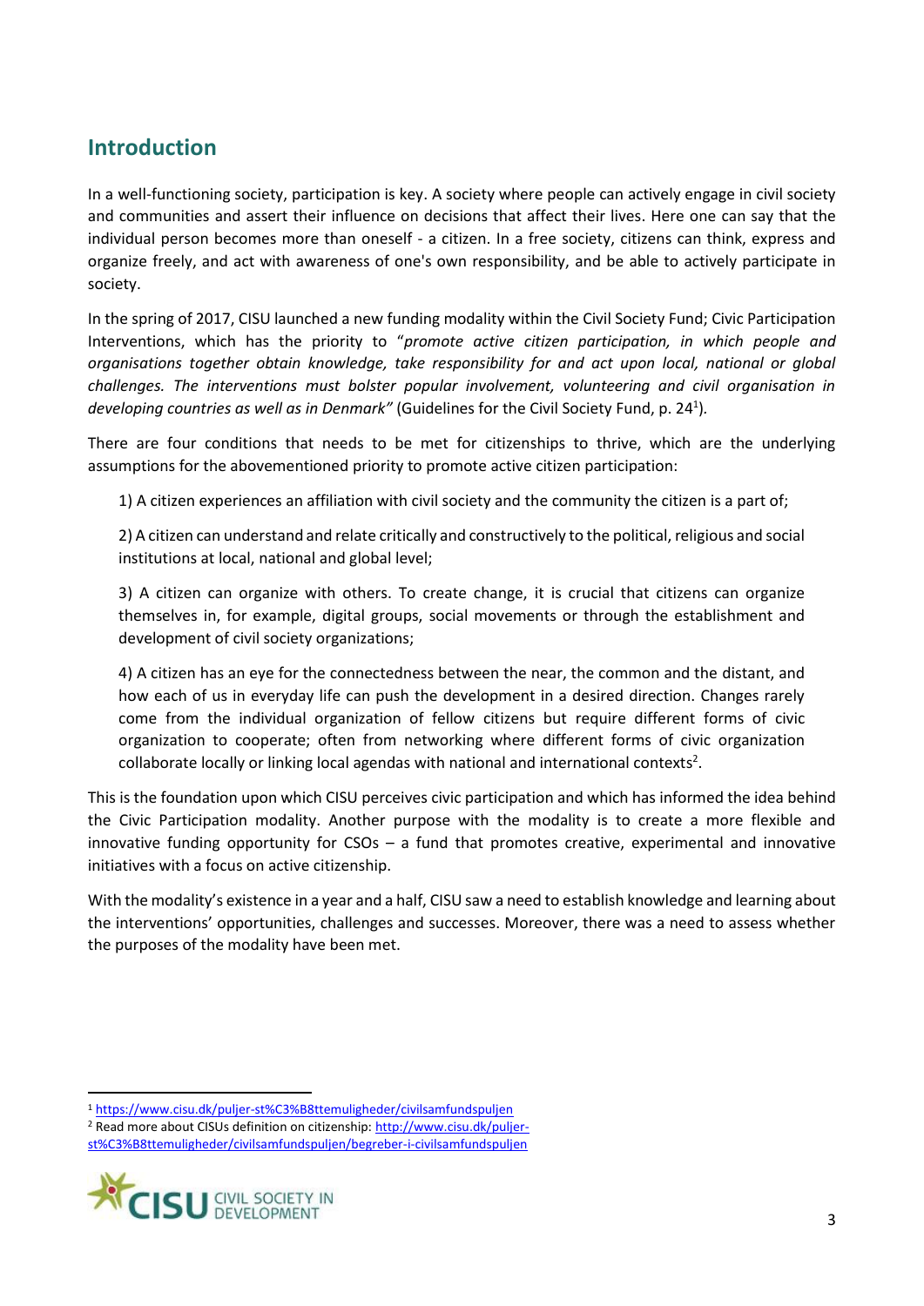## Introduction

In a well-functioning society, participation is key. A society where people can actively engage in civil society and communities and assert their influence on decisions that affect their lives. Here one can say that the individual person becomes more than oneself - a citizen. In a free society, citizens can think, express and organize freely, and act with awareness of one's own responsibility, and be able to actively participate in society.

In the spring of 2017, CISU launched a new funding modality within the Civil Society Fund; Civic Participation Interventions, which has the priority to "*promote active citizen participation, in which people and organisations together obtain knowledge, take responsibility for and act upon local, national or global challenges. The interventions must bolster popular involvement, volunteering and civil organisation in developing countries as well as in Denmark"* (Guidelines for the Civil Society Fund, p. 24[1]).

There are four conditions that needs to be met for citizenships to thrive, which are the underlying assumptions for the abovementioned priority to promote active citizen participation:

1) A citizen experiences an affiliation with civil society and the community the citizen is a part of;

2) A citizen can understand and relate critically and constructively to the political, religious and social institutions at local, national and global level;

3) A citizen can organize with others. To create change, it is crucial that citizens can organize themselves in, for example, digital groups, social movements or through the establishment and development of civil society organizations;

4) A citizen has an eye for the connectedness between the near, the common and the distant, and how each of us in everyday life can push the development in a desired direction. Changes rarely come from the individual organization of fellow citizens but require different forms of civic organization to cooperate; often from networking where different forms of civic organization collaborate locally or linking local agendas with national and international contexts[2].

This is the foundation upon which CISU perceives civic participation and which has informed the idea behind the Civic Participation modality. Another purpose with the modality is to create a more flexible and innovative funding opportunity for CSOs – a fund that promotes creative, experimental and innovative initiatives with a focus on active citizenship.

With the modality's existence in a year and a half, CISU saw a need to establish knowledge and learning about the interventions' opportunities, challenges and successes. Moreover, there was a need to assess whether the purposes of the modality have been met.

[1] https://www.cisu.dk/puljer-st%C3%B8ttemuligheder/civilsamfundspuljen

[2] Read more about CISUs definition on citizenship: http://www.cisu.dk/puljer-st%C3%B8ttemuligheder/civilsamfundspuljen/begreber-i-civilsamfundspuljen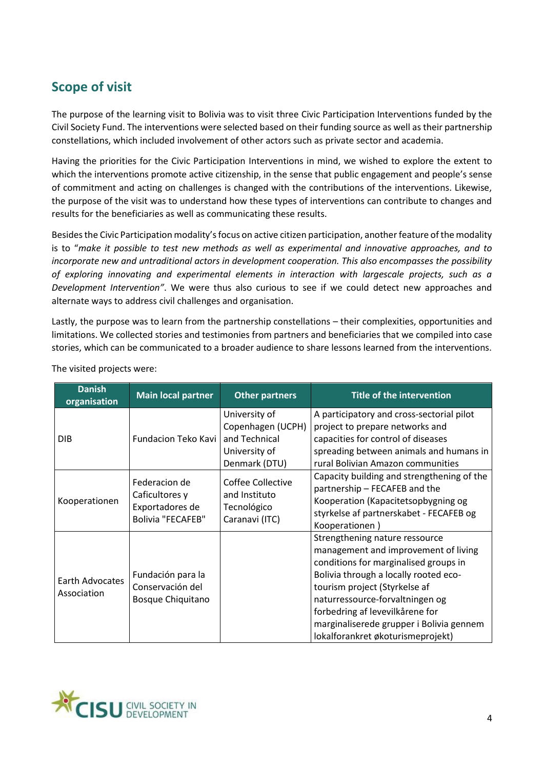## Scope of visit

The purpose of the learning visit to Bolivia was to visit three Civic Participation Interventions funded by the Civil Society Fund. The interventions were selected based on their funding source as well as their partnership constellations, which included involvement of other actors such as private sector and academia.

Having the priorities for the Civic Participation Interventions in mind, we wished to explore the extent to which the interventions promote active citizenship, in the sense that public engagement and people's sense of commitment and acting on challenges is changed with the contributions of the interventions. Likewise, the purpose of the visit was to understand how these types of interventions can contribute to changes and results for the beneficiaries as well as communicating these results.

Besides the Civic Participation modality's focus on active citizen participation, another feature of the modality is to "*make it possible to test new methods as well as experimental and innovative approaches, and to incorporate new and untraditional actors in development cooperation. This also encompasses the possibility of exploring innovating and experimental elements in interaction with largescale projects, such as a Development Intervention"*. We were thus also curious to see if we could detect new approaches and alternate ways to address civil challenges and organisation.

Lastly, the purpose was to learn from the partnership constellations – their complexities, opportunities and limitations. We collected stories and testimonies from partners and beneficiaries that we compiled into case stories, which can be communicated to a broader audience to share lessons learned from the interventions.

The visited projects were:

| Danish organisation | Main local partner | Other partners | Title of the intervention |
|---|---|---|---|
| DIB | Fundacion Teko Kavi | University of Copenhagen (UCPH) and Technical University of Denmark (DTU) | A participatory and cross-sectorial pilot project to prepare networks and capacities for control of diseases spreading between animals and humans in rural Bolivian Amazon communities |
| Kooperationen | Federacion de Caficultores y Exportadores de Bolivia "FECAFEB" | Coffee Collective and Instituto Tecnológico Caranavi (ITC) | Capacity building and strengthening of the partnership – FECAFEB and the Kooperation (Kapacitetsopbygning og styrkelse af partnerskabet - FECAFEB og Kooperationen ) |
| Earth Advocates Association | Fundación para la Conservación del Bosque Chiquitano | | Strengthening nature ressource management and improvement of living conditions for marginalised groups in Bolivia through a locally rooted eco-tourism project (Styrkelse af naturressource-forvaltningen og forbedring af levevilkårene for marginaliserede grupper i Bolivia gennem lokalforankret økoturismeprojekt) |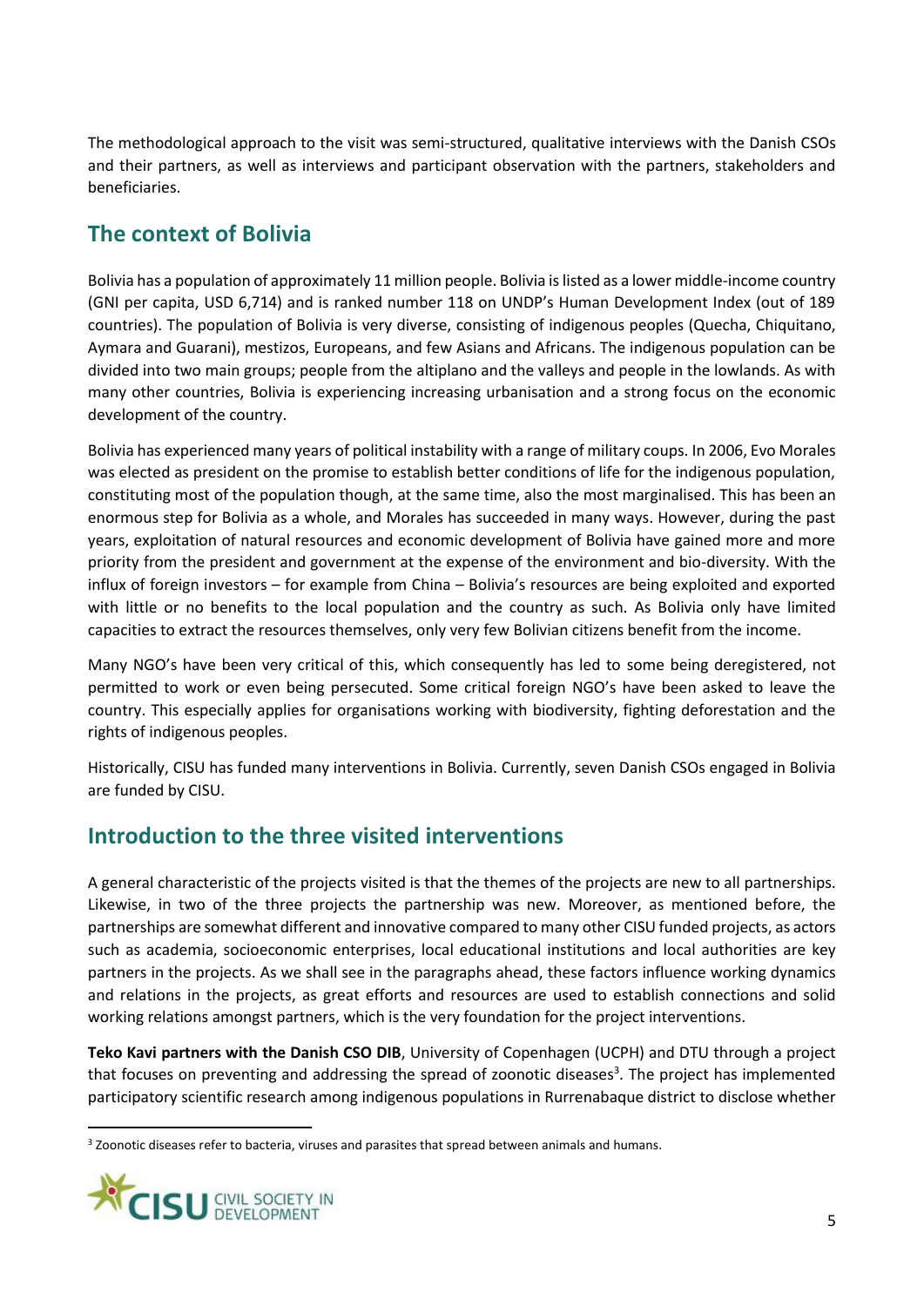The methodological approach to the visit was semi-structured, qualitative interviews with the Danish CSOs and their partners, as well as interviews and participant observation with the partners, stakeholders and beneficiaries.

## The context of Bolivia

Bolivia has a population of approximately 11 million people. Bolivia is listed as a lower middle-income country (GNI per capita, USD 6,714) and is ranked number 118 on UNDP's Human Development Index (out of 189 countries). The population of Bolivia is very diverse, consisting of indigenous peoples (Quecha, Chiquitano, Aymara and Guarani), mestizos, Europeans, and few Asians and Africans. The indigenous population can be divided into two main groups; people from the altiplano and the valleys and people in the lowlands. As with many other countries, Bolivia is experiencing increasing urbanisation and a strong focus on the economic development of the country.

Bolivia has experienced many years of political instability with a range of military coups. In 2006, Evo Morales was elected as president on the promise to establish better conditions of life for the indigenous population, constituting most of the population though, at the same time, also the most marginalised. This has been an enormous step for Bolivia as a whole, and Morales has succeeded in many ways. However, during the past years, exploitation of natural resources and economic development of Bolivia have gained more and more priority from the president and government at the expense of the environment and bio-diversity. With the influx of foreign investors – for example from China – Bolivia's resources are being exploited and exported with little or no benefits to the local population and the country as such. As Bolivia only have limited capacities to extract the resources themselves, only very few Bolivian citizens benefit from the income.

Many NGO's have been very critical of this, which consequently has led to some being deregistered, not permitted to work or even being persecuted. Some critical foreign NGO's have been asked to leave the country. This especially applies for organisations working with biodiversity, fighting deforestation and the rights of indigenous peoples.

Historically, CISU has funded many interventions in Bolivia. Currently, seven Danish CSOs engaged in Bolivia are funded by CISU.

## Introduction to the three visited interventions

A general characteristic of the projects visited is that the themes of the projects are new to all partnerships. Likewise, in two of the three projects the partnership was new. Moreover, as mentioned before, the partnerships are somewhat different and innovative compared to many other CISU funded projects, as actors such as academia, socioeconomic enterprises, local educational institutions and local authorities are key partners in the projects. As we shall see in the paragraphs ahead, these factors influence working dynamics and relations in the projects, as great efforts and resources are used to establish connections and solid working relations amongst partners, which is the very foundation for the project interventions.

**Teko Kavi partners with the Danish CSO DIB**, University of Copenhagen (UCPH) and DTU through a project that focuses on preventing and addressing the spread of zoonotic diseases[3]. The project has implemented participatory scientific research among indigenous populations in Rurrenabaque district to disclose whether

[3] Zoonotic diseases refer to bacteria, viruses and parasites that spread between animals and humans.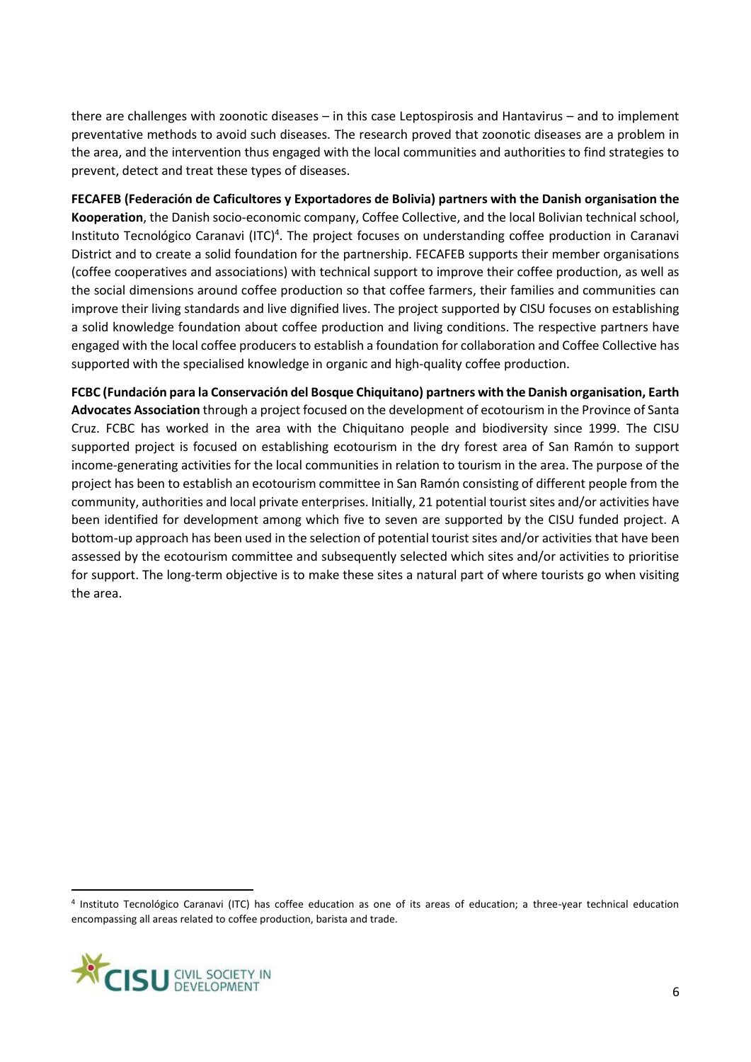there are challenges with zoonotic diseases – in this case Leptospirosis and Hantavirus – and to implement preventative methods to avoid such diseases. The research proved that zoonotic diseases are a problem in the area, and the intervention thus engaged with the local communities and authorities to find strategies to prevent, detect and treat these types of diseases.

**FECAFEB (Federación de Caficultores y Exportadores de Bolivia) partners with the Danish organisation the Kooperation**, the Danish socio-economic company, Coffee Collective, and the local Bolivian technical school, Instituto Tecnológico Caranavi (ITC)[4]. The project focuses on understanding coffee production in Caranavi District and to create a solid foundation for the partnership. FECAFEB supports their member organisations (coffee cooperatives and associations) with technical support to improve their coffee production, as well as the social dimensions around coffee production so that coffee farmers, their families and communities can improve their living standards and live dignified lives. The project supported by CISU focuses on establishing a solid knowledge foundation about coffee production and living conditions. The respective partners have engaged with the local coffee producers to establish a foundation for collaboration and Coffee Collective has supported with the specialised knowledge in organic and high-quality coffee production.

**FCBC (Fundación para la Conservación del Bosque Chiquitano) partners with the Danish organisation, Earth Advocates Association** through a project focused on the development of ecotourism in the Province of Santa Cruz. FCBC has worked in the area with the Chiquitano people and biodiversity since 1999. The CISU supported project is focused on establishing ecotourism in the dry forest area of San Ramón to support income-generating activities for the local communities in relation to tourism in the area. The purpose of the project has been to establish an ecotourism committee in San Ramón consisting of different people from the community, authorities and local private enterprises. Initially, 21 potential tourist sites and/or activities have been identified for development among which five to seven are supported by the CISU funded project. A bottom-up approach has been used in the selection of potential tourist sites and/or activities that have been assessed by the ecotourism committee and subsequently selected which sites and/or activities to prioritise for support. The long-term objective is to make these sites a natural part of where tourists go when visiting the area.

[4] Instituto Tecnológico Caranavi (ITC) has coffee education as one of its areas of education; a three-year technical education encompassing all areas related to coffee production, barista and trade.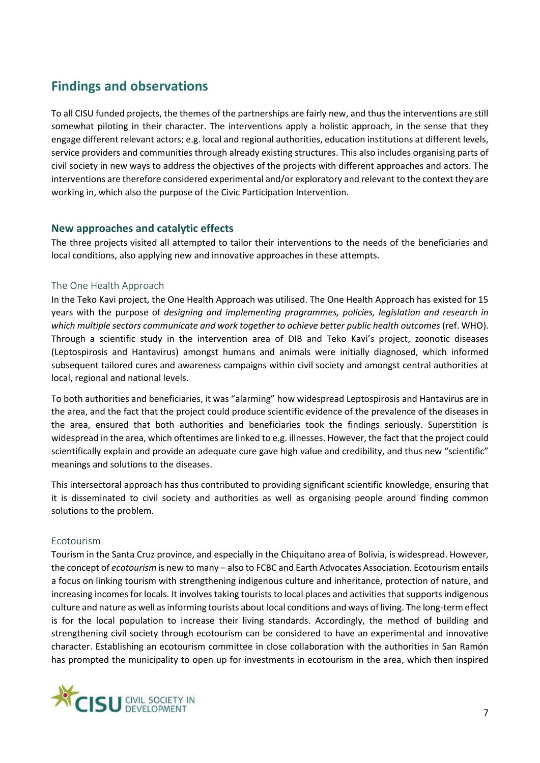## Findings and observations

To all CISU funded projects, the themes of the partnerships are fairly new, and thus the interventions are still somewhat piloting in their character. The interventions apply a holistic approach, in the sense that they engage different relevant actors; e.g. local and regional authorities, education institutions at different levels, service providers and communities through already existing structures. This also includes organising parts of civil society in new ways to address the objectives of the projects with different approaches and actors. The interventions are therefore considered experimental and/or exploratory and relevant to the context they are working in, which also the purpose of the Civic Participation Intervention.

### New approaches and catalytic effects

The three projects visited all attempted to tailor their interventions to the needs of the beneficiaries and local conditions, also applying new and innovative approaches in these attempts.

#### The One Health Approach

In the Teko Kavi project, the One Health Approach was utilised. The One Health Approach has existed for 15 years with the purpose of *designing and implementing programmes, policies, legislation and research in which multiple sectors communicate and work together to achieve better public health outcomes* (ref. WHO). Through a scientific study in the intervention area of DIB and Teko Kavi's project, zoonotic diseases (Leptospirosis and Hantavirus) amongst humans and animals were initially diagnosed, which informed subsequent tailored cures and awareness campaigns within civil society and amongst central authorities at local, regional and national levels.

To both authorities and beneficiaries, it was "alarming" how widespread Leptospirosis and Hantavirus are in the area, and the fact that the project could produce scientific evidence of the prevalence of the diseases in the area, ensured that both authorities and beneficiaries took the findings seriously. Superstition is widespread in the area, which oftentimes are linked to e.g. illnesses. However, the fact that the project could scientifically explain and provide an adequate cure gave high value and credibility, and thus new "scientific" meanings and solutions to the diseases.

This intersectoral approach has thus contributed to providing significant scientific knowledge, ensuring that it is disseminated to civil society and authorities as well as organising people around finding common solutions to the problem.

#### Ecotourism

Tourism in the Santa Cruz province, and especially in the Chiquitano area of Bolivia, is widespread. However, the concept of *ecotourism* is new to many – also to FCBC and Earth Advocates Association. Ecotourism entails a focus on linking tourism with strengthening indigenous culture and inheritance, protection of nature, and increasing incomes for locals. It involves taking tourists to local places and activities that supports indigenous culture and nature as well as informing tourists about local conditions and ways of living. The long-term effect is for the local population to increase their living standards. Accordingly, the method of building and strengthening civil society through ecotourism can be considered to have an experimental and innovative character. Establishing an ecotourism committee in close collaboration with the authorities in San Ramón has prompted the municipality to open up for investments in ecotourism in the area, which then inspired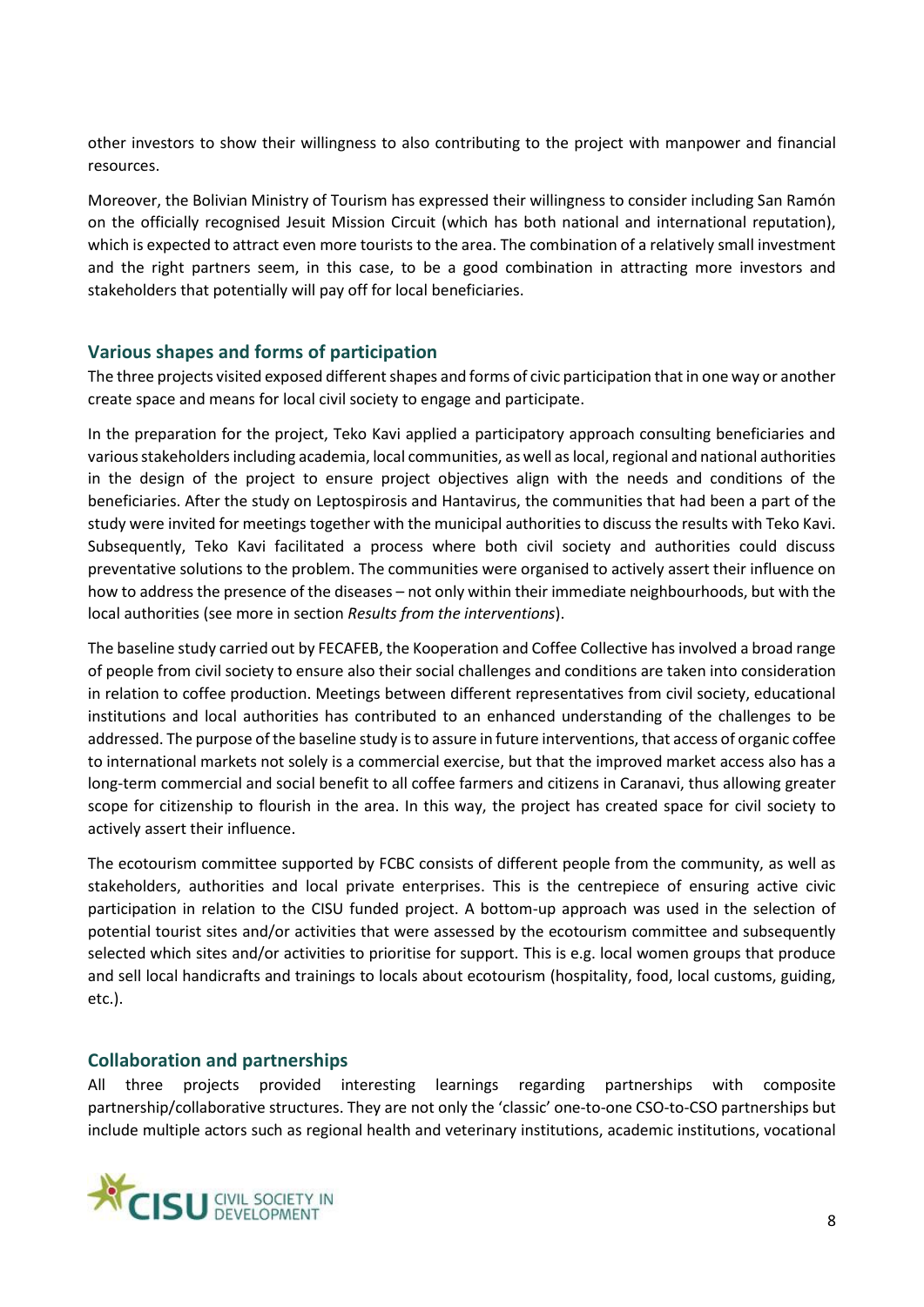other investors to show their willingness to also contributing to the project with manpower and financial resources.

Moreover, the Bolivian Ministry of Tourism has expressed their willingness to consider including San Ramón on the officially recognised Jesuit Mission Circuit (which has both national and international reputation), which is expected to attract even more tourists to the area. The combination of a relatively small investment and the right partners seem, in this case, to be a good combination in attracting more investors and stakeholders that potentially will pay off for local beneficiaries.

## Various shapes and forms of participation

The three projects visited exposed different shapes and forms of civic participation that in one way or another create space and means for local civil society to engage and participate.

In the preparation for the project, Teko Kavi applied a participatory approach consulting beneficiaries and various stakeholders including academia, local communities, as well as local, regional and national authorities in the design of the project to ensure project objectives align with the needs and conditions of the beneficiaries. After the study on Leptospirosis and Hantavirus, the communities that had been a part of the study were invited for meetings together with the municipal authorities to discuss the results with Teko Kavi. Subsequently, Teko Kavi facilitated a process where both civil society and authorities could discuss preventative solutions to the problem. The communities were organised to actively assert their influence on how to address the presence of the diseases – not only within their immediate neighbourhoods, but with the local authorities (see more in section *Results from the interventions*).

The baseline study carried out by FECAFEB, the Kooperation and Coffee Collective has involved a broad range of people from civil society to ensure also their social challenges and conditions are taken into consideration in relation to coffee production. Meetings between different representatives from civil society, educational institutions and local authorities has contributed to an enhanced understanding of the challenges to be addressed. The purpose of the baseline study is to assure in future interventions, that access of organic coffee to international markets not solely is a commercial exercise, but that the improved market access also has a long-term commercial and social benefit to all coffee farmers and citizens in Caranavi, thus allowing greater scope for citizenship to flourish in the area. In this way, the project has created space for civil society to actively assert their influence.

The ecotourism committee supported by FCBC consists of different people from the community, as well as stakeholders, authorities and local private enterprises. This is the centrepiece of ensuring active civic participation in relation to the CISU funded project. A bottom-up approach was used in the selection of potential tourist sites and/or activities that were assessed by the ecotourism committee and subsequently selected which sites and/or activities to prioritise for support. This is e.g. local women groups that produce and sell local handicrafts and trainings to locals about ecotourism (hospitality, food, local customs, guiding, etc.).

## Collaboration and partnerships

All three projects provided interesting learnings regarding partnerships with composite partnership/collaborative structures. They are not only the 'classic' one-to-one CSO-to-CSO partnerships but include multiple actors such as regional health and veterinary institutions, academic institutions, vocational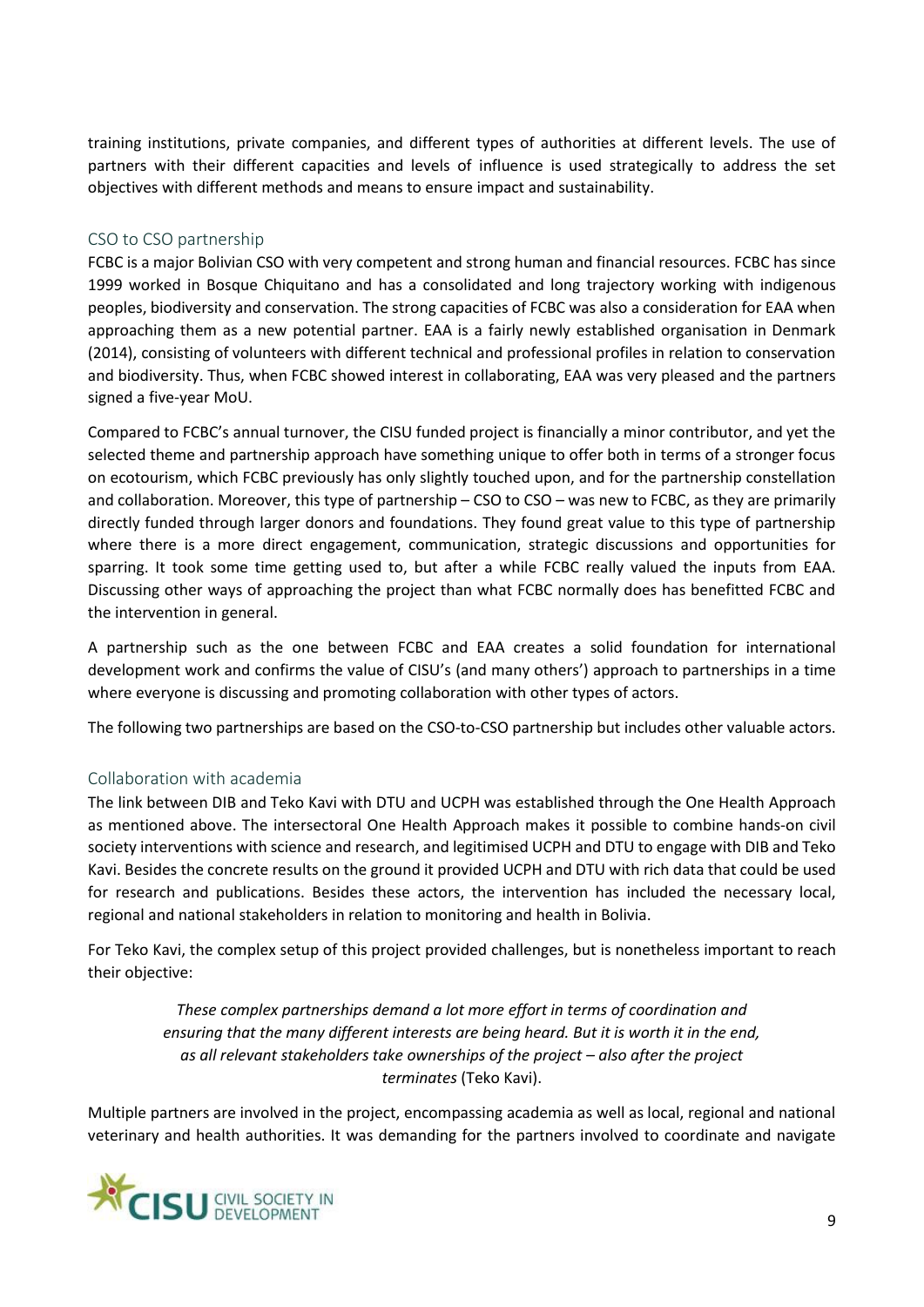training institutions, private companies, and different types of authorities at different levels. The use of partners with their different capacities and levels of influence is used strategically to address the set objectives with different methods and means to ensure impact and sustainability.

## CSO to CSO partnership

FCBC is a major Bolivian CSO with very competent and strong human and financial resources. FCBC has since 1999 worked in Bosque Chiquitano and has a consolidated and long trajectory working with indigenous peoples, biodiversity and conservation. The strong capacities of FCBC was also a consideration for EAA when approaching them as a new potential partner. EAA is a fairly newly established organisation in Denmark (2014), consisting of volunteers with different technical and professional profiles in relation to conservation and biodiversity. Thus, when FCBC showed interest in collaborating, EAA was very pleased and the partners signed a five-year MoU.

Compared to FCBC's annual turnover, the CISU funded project is financially a minor contributor, and yet the selected theme and partnership approach have something unique to offer both in terms of a stronger focus on ecotourism, which FCBC previously has only slightly touched upon, and for the partnership constellation and collaboration. Moreover, this type of partnership – CSO to CSO – was new to FCBC, as they are primarily directly funded through larger donors and foundations. They found great value to this type of partnership where there is a more direct engagement, communication, strategic discussions and opportunities for sparring. It took some time getting used to, but after a while FCBC really valued the inputs from EAA. Discussing other ways of approaching the project than what FCBC normally does has benefitted FCBC and the intervention in general.

A partnership such as the one between FCBC and EAA creates a solid foundation for international development work and confirms the value of CISU's (and many others') approach to partnerships in a time where everyone is discussing and promoting collaboration with other types of actors.

The following two partnerships are based on the CSO-to-CSO partnership but includes other valuable actors.

## Collaboration with academia

The link between DIB and Teko Kavi with DTU and UCPH was established through the One Health Approach as mentioned above. The intersectoral One Health Approach makes it possible to combine hands-on civil society interventions with science and research, and legitimised UCPH and DTU to engage with DIB and Teko Kavi. Besides the concrete results on the ground it provided UCPH and DTU with rich data that could be used for research and publications. Besides these actors, the intervention has included the necessary local, regional and national stakeholders in relation to monitoring and health in Bolivia.

For Teko Kavi, the complex setup of this project provided challenges, but is nonetheless important to reach their objective:

> *These complex partnerships demand a lot more effort in terms of coordination and ensuring that the many different interests are being heard. But it is worth it in the end, as all relevant stakeholders take ownerships of the project – also after the project terminates* (Teko Kavi).

Multiple partners are involved in the project, encompassing academia as well as local, regional and national veterinary and health authorities. It was demanding for the partners involved to coordinate and navigate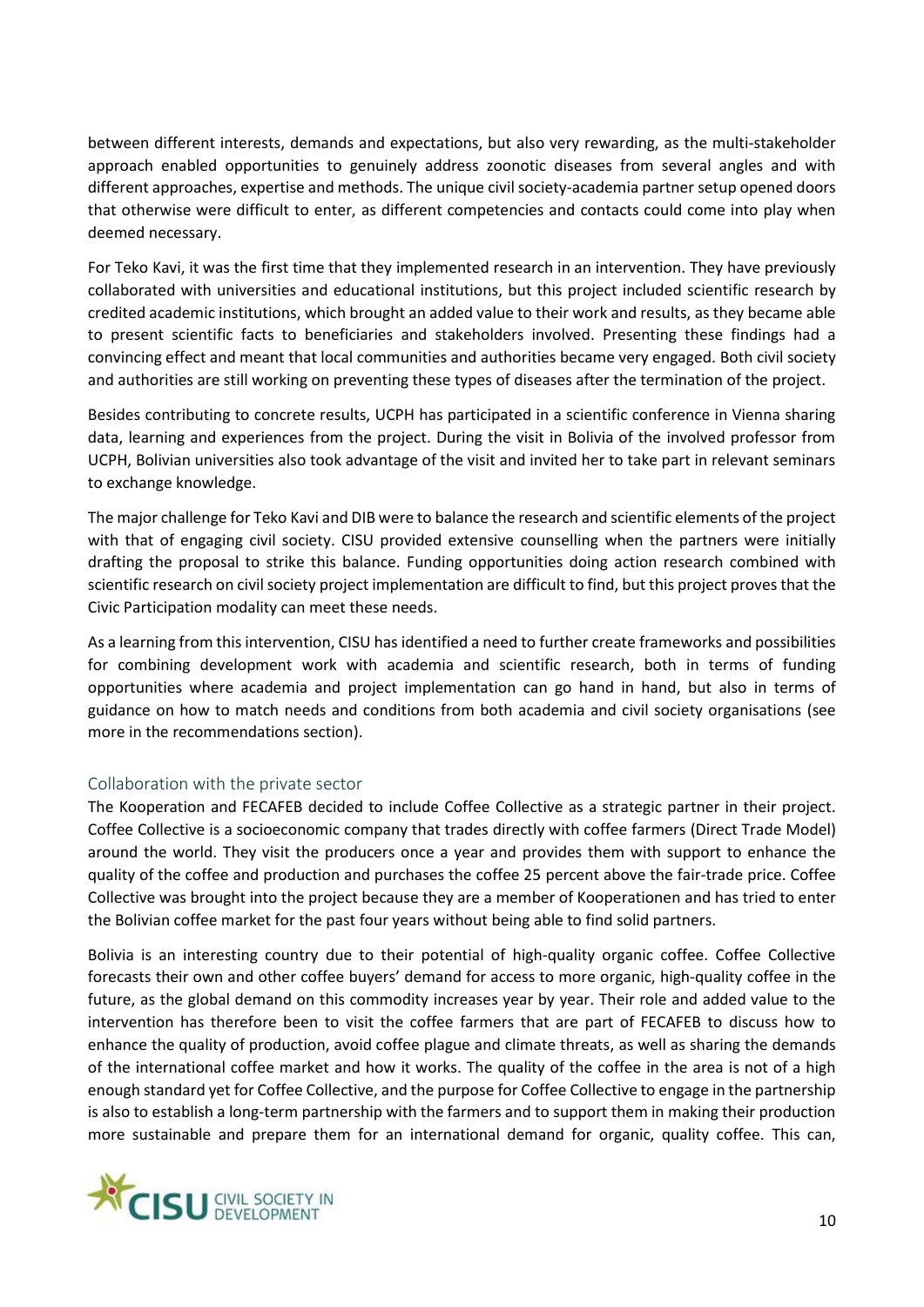between different interests, demands and expectations, but also very rewarding, as the multi-stakeholder approach enabled opportunities to genuinely address zoonotic diseases from several angles and with different approaches, expertise and methods. The unique civil society-academia partner setup opened doors that otherwise were difficult to enter, as different competencies and contacts could come into play when deemed necessary.

For Teko Kavi, it was the first time that they implemented research in an intervention. They have previously collaborated with universities and educational institutions, but this project included scientific research by credited academic institutions, which brought an added value to their work and results, as they became able to present scientific facts to beneficiaries and stakeholders involved. Presenting these findings had a convincing effect and meant that local communities and authorities became very engaged. Both civil society and authorities are still working on preventing these types of diseases after the termination of the project.

Besides contributing to concrete results, UCPH has participated in a scientific conference in Vienna sharing data, learning and experiences from the project. During the visit in Bolivia of the involved professor from UCPH, Bolivian universities also took advantage of the visit and invited her to take part in relevant seminars to exchange knowledge.

The major challenge for Teko Kavi and DIB were to balance the research and scientific elements of the project with that of engaging civil society. CISU provided extensive counselling when the partners were initially drafting the proposal to strike this balance. Funding opportunities doing action research combined with scientific research on civil society project implementation are difficult to find, but this project proves that the Civic Participation modality can meet these needs.

As a learning from this intervention, CISU has identified a need to further create frameworks and possibilities for combining development work with academia and scientific research, both in terms of funding opportunities where academia and project implementation can go hand in hand, but also in terms of guidance on how to match needs and conditions from both academia and civil society organisations (see more in the recommendations section).

## Collaboration with the private sector

The Kooperation and FECAFEB decided to include Coffee Collective as a strategic partner in their project. Coffee Collective is a socioeconomic company that trades directly with coffee farmers (Direct Trade Model) around the world. They visit the producers once a year and provides them with support to enhance the quality of the coffee and production and purchases the coffee 25 percent above the fair-trade price. Coffee Collective was brought into the project because they are a member of Kooperationen and has tried to enter the Bolivian coffee market for the past four years without being able to find solid partners.

Bolivia is an interesting country due to their potential of high-quality organic coffee. Coffee Collective forecasts their own and other coffee buyers' demand for access to more organic, high-quality coffee in the future, as the global demand on this commodity increases year by year. Their role and added value to the intervention has therefore been to visit the coffee farmers that are part of FECAFEB to discuss how to enhance the quality of production, avoid coffee plague and climate threats, as well as sharing the demands of the international coffee market and how it works. The quality of the coffee in the area is not of a high enough standard yet for Coffee Collective, and the purpose for Coffee Collective to engage in the partnership is also to establish a long-term partnership with the farmers and to support them in making their production more sustainable and prepare them for an international demand for organic, quality coffee. This can,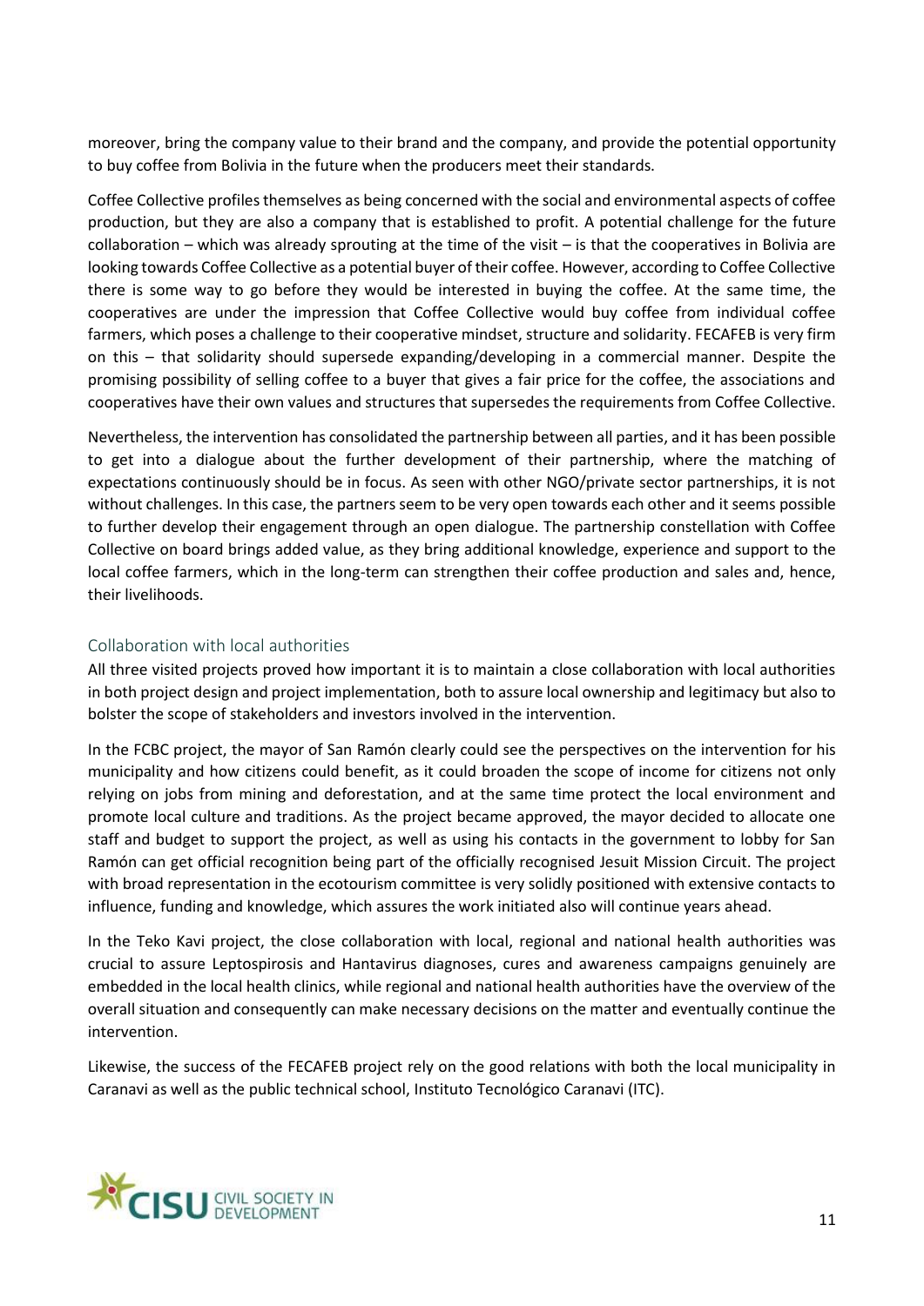moreover, bring the company value to their brand and the company, and provide the potential opportunity to buy coffee from Bolivia in the future when the producers meet their standards.

Coffee Collective profiles themselves as being concerned with the social and environmental aspects of coffee production, but they are also a company that is established to profit. A potential challenge for the future collaboration – which was already sprouting at the time of the visit – is that the cooperatives in Bolivia are looking towards Coffee Collective as a potential buyer of their coffee. However, according to Coffee Collective there is some way to go before they would be interested in buying the coffee. At the same time, the cooperatives are under the impression that Coffee Collective would buy coffee from individual coffee farmers, which poses a challenge to their cooperative mindset, structure and solidarity. FECAFEB is very firm on this – that solidarity should supersede expanding/developing in a commercial manner. Despite the promising possibility of selling coffee to a buyer that gives a fair price for the coffee, the associations and cooperatives have their own values and structures that supersedes the requirements from Coffee Collective.

Nevertheless, the intervention has consolidated the partnership between all parties, and it has been possible to get into a dialogue about the further development of their partnership, where the matching of expectations continuously should be in focus. As seen with other NGO/private sector partnerships, it is not without challenges. In this case, the partners seem to be very open towards each other and it seems possible to further develop their engagement through an open dialogue. The partnership constellation with Coffee Collective on board brings added value, as they bring additional knowledge, experience and support to the local coffee farmers, which in the long-term can strengthen their coffee production and sales and, hence, their livelihoods.

### Collaboration with local authorities

All three visited projects proved how important it is to maintain a close collaboration with local authorities in both project design and project implementation, both to assure local ownership and legitimacy but also to bolster the scope of stakeholders and investors involved in the intervention.

In the FCBC project, the mayor of San Ramón clearly could see the perspectives on the intervention for his municipality and how citizens could benefit, as it could broaden the scope of income for citizens not only relying on jobs from mining and deforestation, and at the same time protect the local environment and promote local culture and traditions. As the project became approved, the mayor decided to allocate one staff and budget to support the project, as well as using his contacts in the government to lobby for San Ramón can get official recognition being part of the officially recognised Jesuit Mission Circuit. The project with broad representation in the ecotourism committee is very solidly positioned with extensive contacts to influence, funding and knowledge, which assures the work initiated also will continue years ahead.

In the Teko Kavi project, the close collaboration with local, regional and national health authorities was crucial to assure Leptospirosis and Hantavirus diagnoses, cures and awareness campaigns genuinely are embedded in the local health clinics, while regional and national health authorities have the overview of the overall situation and consequently can make necessary decisions on the matter and eventually continue the intervention.

Likewise, the success of the FECAFEB project rely on the good relations with both the local municipality in Caranavi as well as the public technical school, Instituto Tecnológico Caranavi (ITC).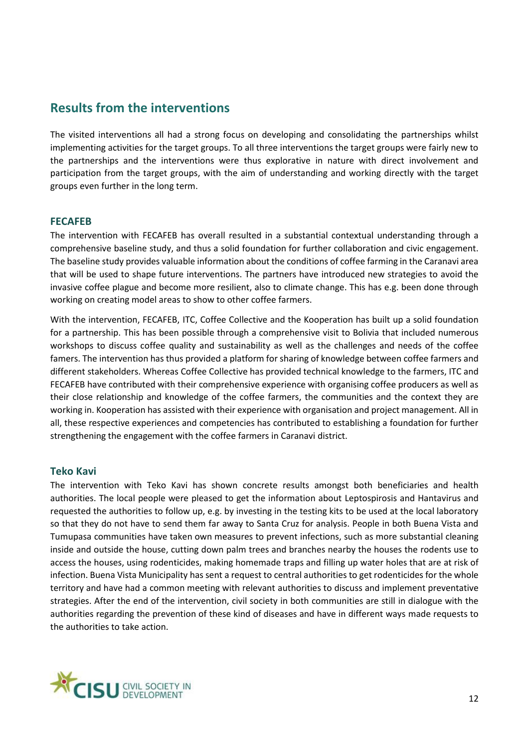## Results from the interventions

The visited interventions all had a strong focus on developing and consolidating the partnerships whilst implementing activities for the target groups. To all three interventions the target groups were fairly new to the partnerships and the interventions were thus explorative in nature with direct involvement and participation from the target groups, with the aim of understanding and working directly with the target groups even further in the long term.

### FECAFEB

The intervention with FECAFEB has overall resulted in a substantial contextual understanding through a comprehensive baseline study, and thus a solid foundation for further collaboration and civic engagement. The baseline study provides valuable information about the conditions of coffee farming in the Caranavi area that will be used to shape future interventions. The partners have introduced new strategies to avoid the invasive coffee plague and become more resilient, also to climate change. This has e.g. been done through working on creating model areas to show to other coffee farmers.

With the intervention, FECAFEB, ITC, Coffee Collective and the Kooperation has built up a solid foundation for a partnership. This has been possible through a comprehensive visit to Bolivia that included numerous workshops to discuss coffee quality and sustainability as well as the challenges and needs of the coffee famers. The intervention has thus provided a platform for sharing of knowledge between coffee farmers and different stakeholders. Whereas Coffee Collective has provided technical knowledge to the farmers, ITC and FECAFEB have contributed with their comprehensive experience with organising coffee producers as well as their close relationship and knowledge of the coffee farmers, the communities and the context they are working in. Kooperation has assisted with their experience with organisation and project management. All in all, these respective experiences and competencies has contributed to establishing a foundation for further strengthening the engagement with the coffee farmers in Caranavi district.

### Teko Kavi

The intervention with Teko Kavi has shown concrete results amongst both beneficiaries and health authorities. The local people were pleased to get the information about Leptospirosis and Hantavirus and requested the authorities to follow up, e.g. by investing in the testing kits to be used at the local laboratory so that they do not have to send them far away to Santa Cruz for analysis. People in both Buena Vista and Tumupasa communities have taken own measures to prevent infections, such as more substantial cleaning inside and outside the house, cutting down palm trees and branches nearby the houses the rodents use to access the houses, using rodenticides, making homemade traps and filling up water holes that are at risk of infection. Buena Vista Municipality has sent a request to central authorities to get rodenticides for the whole territory and have had a common meeting with relevant authorities to discuss and implement preventative strategies. After the end of the intervention, civil society in both communities are still in dialogue with the authorities regarding the prevention of these kind of diseases and have in different ways made requests to the authorities to take action.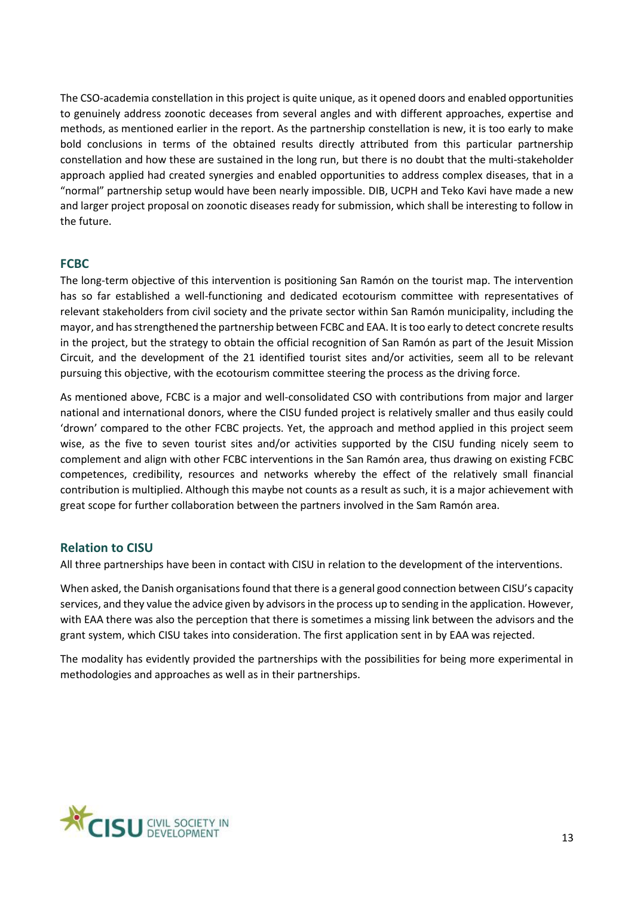The CSO-academia constellation in this project is quite unique, as it opened doors and enabled opportunities to genuinely address zoonotic deceases from several angles and with different approaches, expertise and methods, as mentioned earlier in the report. As the partnership constellation is new, it is too early to make bold conclusions in terms of the obtained results directly attributed from this particular partnership constellation and how these are sustained in the long run, but there is no doubt that the multi-stakeholder approach applied had created synergies and enabled opportunities to address complex diseases, that in a "normal" partnership setup would have been nearly impossible. DIB, UCPH and Teko Kavi have made a new and larger project proposal on zoonotic diseases ready for submission, which shall be interesting to follow in the future.

### FCBC

The long-term objective of this intervention is positioning San Ramón on the tourist map. The intervention has so far established a well-functioning and dedicated ecotourism committee with representatives of relevant stakeholders from civil society and the private sector within San Ramón municipality, including the mayor, and has strengthened the partnership between FCBC and EAA. It is too early to detect concrete results in the project, but the strategy to obtain the official recognition of San Ramón as part of the Jesuit Mission Circuit, and the development of the 21 identified tourist sites and/or activities, seem all to be relevant pursuing this objective, with the ecotourism committee steering the process as the driving force.

As mentioned above, FCBC is a major and well-consolidated CSO with contributions from major and larger national and international donors, where the CISU funded project is relatively smaller and thus easily could 'drown' compared to the other FCBC projects. Yet, the approach and method applied in this project seem wise, as the five to seven tourist sites and/or activities supported by the CISU funding nicely seem to complement and align with other FCBC interventions in the San Ramón area, thus drawing on existing FCBC competences, credibility, resources and networks whereby the effect of the relatively small financial contribution is multiplied. Although this maybe not counts as a result as such, it is a major achievement with great scope for further collaboration between the partners involved in the Sam Ramón area.

### Relation to CISU

All three partnerships have been in contact with CISU in relation to the development of the interventions.

When asked, the Danish organisations found that there is a general good connection between CISU's capacity services, and they value the advice given by advisors in the process up to sending in the application. However, with EAA there was also the perception that there is sometimes a missing link between the advisors and the grant system, which CISU takes into consideration. The first application sent in by EAA was rejected.

The modality has evidently provided the partnerships with the possibilities for being more experimental in methodologies and approaches as well as in their partnerships.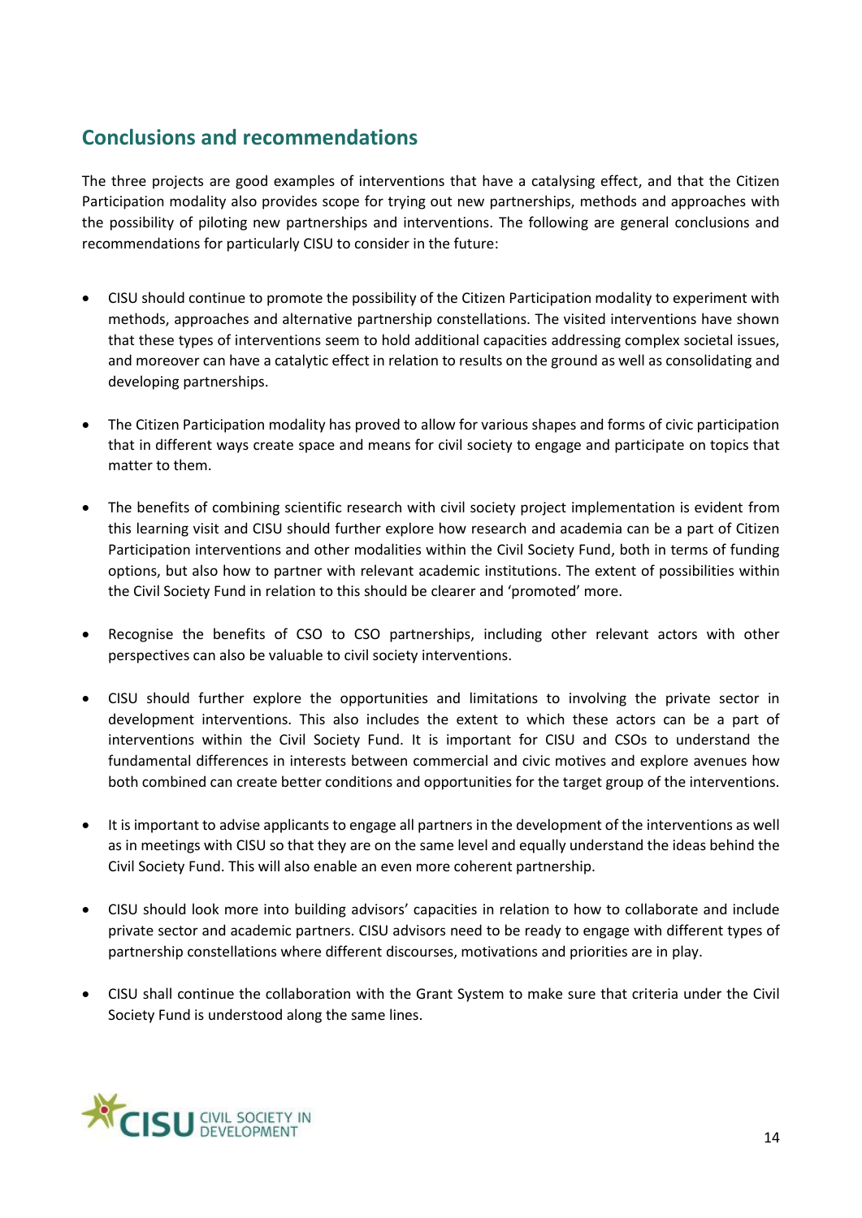## Conclusions and recommendations

The three projects are good examples of interventions that have a catalysing effect, and that the Citizen Participation modality also provides scope for trying out new partnerships, methods and approaches with the possibility of piloting new partnerships and interventions. The following are general conclusions and recommendations for particularly CISU to consider in the future:

- CISU should continue to promote the possibility of the Citizen Participation modality to experiment with methods, approaches and alternative partnership constellations. The visited interventions have shown that these types of interventions seem to hold additional capacities addressing complex societal issues, and moreover can have a catalytic effect in relation to results on the ground as well as consolidating and developing partnerships.

- The Citizen Participation modality has proved to allow for various shapes and forms of civic participation that in different ways create space and means for civil society to engage and participate on topics that matter to them.

- The benefits of combining scientific research with civil society project implementation is evident from this learning visit and CISU should further explore how research and academia can be a part of Citizen Participation interventions and other modalities within the Civil Society Fund, both in terms of funding options, but also how to partner with relevant academic institutions. The extent of possibilities within the Civil Society Fund in relation to this should be clearer and 'promoted' more.

- Recognise the benefits of CSO to CSO partnerships, including other relevant actors with other perspectives can also be valuable to civil society interventions.

- CISU should further explore the opportunities and limitations to involving the private sector in development interventions. This also includes the extent to which these actors can be a part of interventions within the Civil Society Fund. It is important for CISU and CSOs to understand the fundamental differences in interests between commercial and civic motives and explore avenues how both combined can create better conditions and opportunities for the target group of the interventions.

- It is important to advise applicants to engage all partners in the development of the interventions as well as in meetings with CISU so that they are on the same level and equally understand the ideas behind the Civil Society Fund. This will also enable an even more coherent partnership.

- CISU should look more into building advisors' capacities in relation to how to collaborate and include private sector and academic partners. CISU advisors need to be ready to engage with different types of partnership constellations where different discourses, motivations and priorities are in play.

- CISU shall continue the collaboration with the Grant System to make sure that criteria under the Civil Society Fund is understood along the same lines.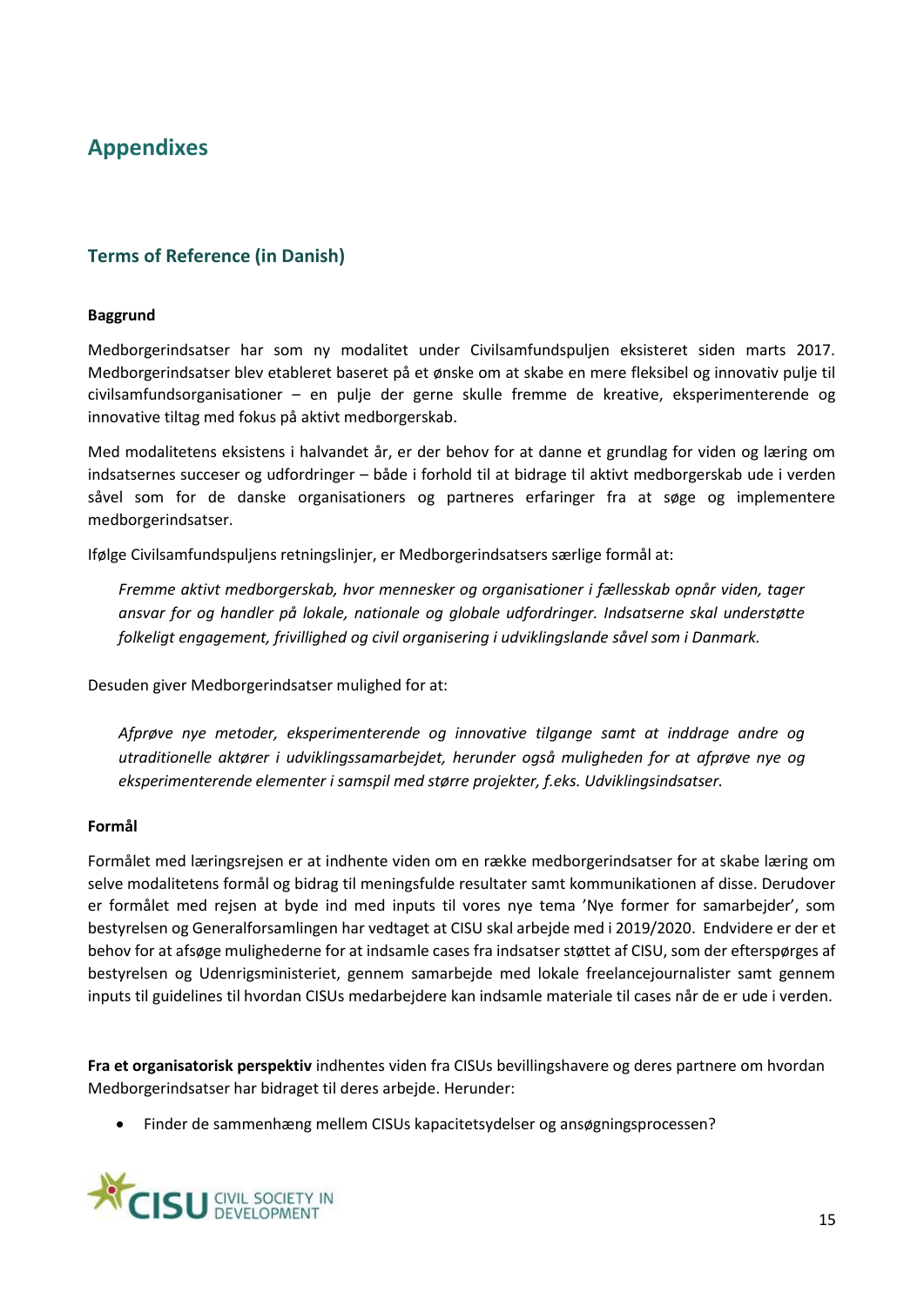# Appendixes

## Terms of Reference (in Danish)

**Baggrund**

Medborgerindsatser har som ny modalitet under Civilsamfundspuljen eksisteret siden marts 2017. Medborgerindsatser blev etableret baseret på et ønske om at skabe en mere fleksibel og innovativ pulje til civilsamfundsorganisationer – en pulje der gerne skulle fremme de kreative, eksperimenterende og innovative tiltag med fokus på aktivt medborgerskab.

Med modalitetens eksistens i halvandet år, er der behov for at danne et grundlag for viden og læring om indsatsernes succeser og udfordringer – både i forhold til at bidrage til aktivt medborgerskab ude i verden såvel som for de danske organisationers og partneres erfaringer fra at søge og implementere medborgerindsatser.

Ifølge Civilsamfundspuljens retningslinjer, er Medborgerindsatsers særlige formål at:

> *Fremme aktivt medborgerskab, hvor mennesker og organisationer i fællesskab opnår viden, tager ansvar for og handler på lokale, nationale og globale udfordringer. Indsatserne skal understøtte folkeligt engagement, frivillighed og civil organisering i udviklingslande såvel som i Danmark.*

Desuden giver Medborgerindsatser mulighed for at:

> *Afprøve nye metoder, eksperimenterende og innovative tilgange samt at inddrage andre og utraditionelle aktører i udviklingssamarbejdet, herunder også muligheden for at afprøve nye og eksperimenterende elementer i samspil med større projekter, f.eks. Udviklingsindsatser.*

**Formål**

Formålet med læringsrejsen er at indhente viden om en række medborgerindsatser for at skabe læring om selve modalitetens formål og bidrag til meningsfulde resultater samt kommunikationen af disse. Derudover er formålet med rejsen at byde ind med inputs til vores nye tema 'Nye former for samarbejder', som bestyrelsen og Generalforsamlingen har vedtaget at CISU skal arbejde med i 2019/2020. Endvidere er der et behov for at afsøge mulighederne for at indsamle cases fra indsatser støttet af CISU, som der efterspørges af bestyrelsen og Udenrigsministeriet, gennem samarbejde med lokale freelancejournalister samt gennem inputs til guidelines til hvordan CISUs medarbejdere kan indsamle materiale til cases når de er ude i verden.

**Fra et organisatorisk perspektiv** indhentes viden fra CISUs bevillingshavere og deres partnere om hvordan Medborgerindsatser har bidraget til deres arbejde. Herunder:

- Finder de sammenhæng mellem CISUs kapacitetsydelser og ansøgningsprocessen?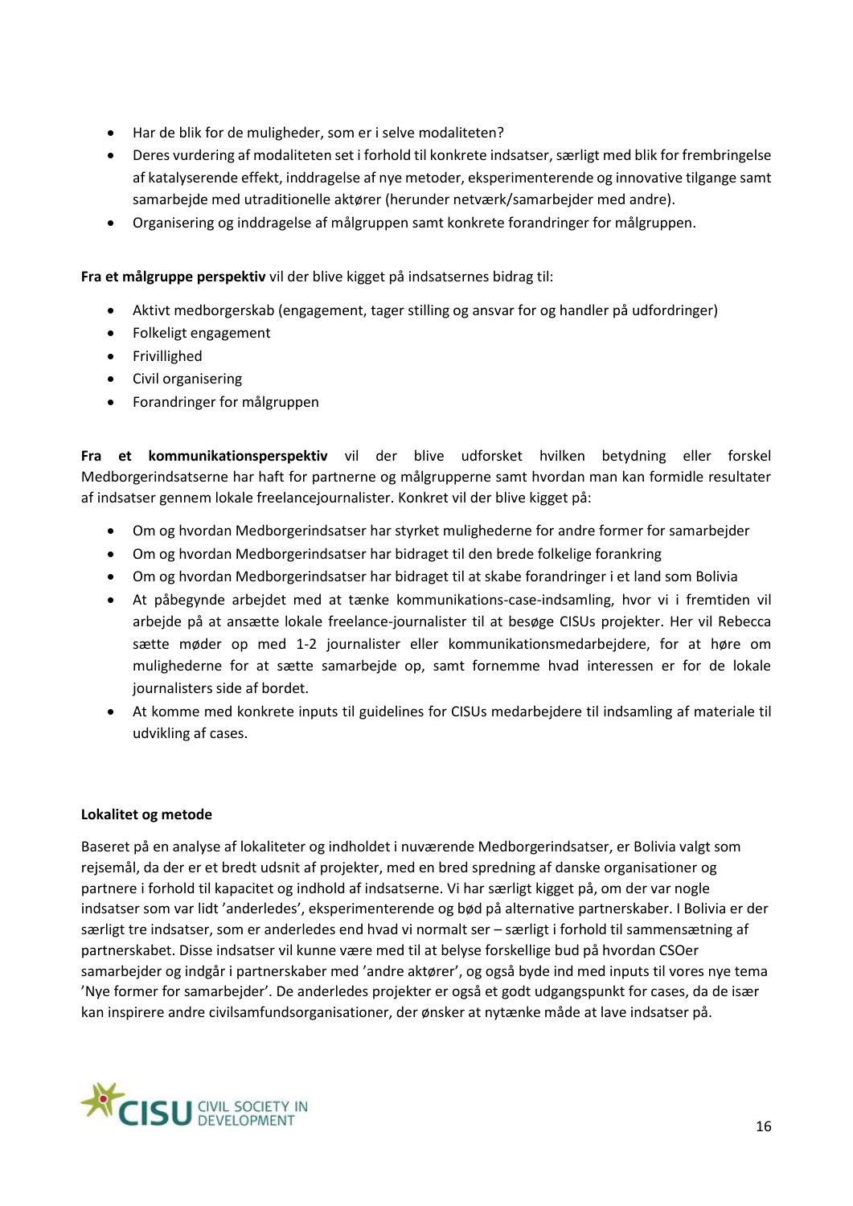- Har de blik for de muligheder, som er i selve modaliteten?
- Deres vurdering af modaliteten set i forhold til konkrete indsatser, særligt med blik for frembringelse af katalyserende effekt, inddragelse af nye metoder, eksperimenterende og innovative tilgange samt samarbejde med utraditionelle aktører (herunder netværk/samarbejder med andre).
- Organisering og inddragelse af målgruppen samt konkrete forandringer for målgruppen.

**Fra et målgruppe perspektiv** vil der blive kigget på indsatsernes bidrag til:

- Aktivt medborgerskab (engagement, tager stilling og ansvar for og handler på udfordringer)
- Folkeligt engagement
- Frivillighed
- Civil organisering
- Forandringer for målgruppen

**Fra et kommunikationsperspektiv** vil der blive udforsket hvilken betydning eller forskel Medborgerindsatserne har haft for partnerne og målgrupperne samt hvordan man kan formidle resultater af indsatser gennem lokale freelancejournalister. Konkret vil der blive kigget på:

- Om og hvordan Medborgerindsatser har styrket mulighederne for andre former for samarbejder
- Om og hvordan Medborgerindsatser har bidraget til den brede folkelige forankring
- Om og hvordan Medborgerindsatser har bidraget til at skabe forandringer i et land som Bolivia
- At påbegynde arbejdet med at tænke kommunikations-case-indsamling, hvor vi i fremtiden vil arbejde på at ansætte lokale freelance-journalister til at besøge CISUs projekter. Her vil Rebecca sætte møder op med 1-2 journalister eller kommunikationsmedarbejdere, for at høre om mulighederne for at sætte samarbejde op, samt fornemme hvad interessen er for de lokale journalisters side af bordet.
- At komme med konkrete inputs til guidelines for CISUs medarbejdere til indsamling af materiale til udvikling af cases.

**Lokalitet og metode**

Baseret på en analyse af lokaliteter og indholdet i nuværende Medborgerindsatser, er Bolivia valgt som rejsemål, da der er et bredt udsnit af projekter, med en bred spredning af danske organisationer og partnere i forhold til kapacitet og indhold af indsatserne. Vi har særligt kigget på, om der var nogle indsatser som var lidt 'anderledes', eksperimenterende og bød på alternative partnerskaber. I Bolivia er der særligt tre indsatser, som er anderledes end hvad vi normalt ser – særligt i forhold til sammensætning af partnerskabet. Disse indsatser vil kunne være med til at belyse forskellige bud på hvordan CSOer samarbejder og indgår i partnerskaber med 'andre aktører', og også byde ind med inputs til vores nye tema 'Nye former for samarbejder'. De anderledes projekter er også et godt udgangspunkt for cases, da de især kan inspirere andre civilsamfundsorganisationer, der ønsker at nytænke måde at lave indsatser på.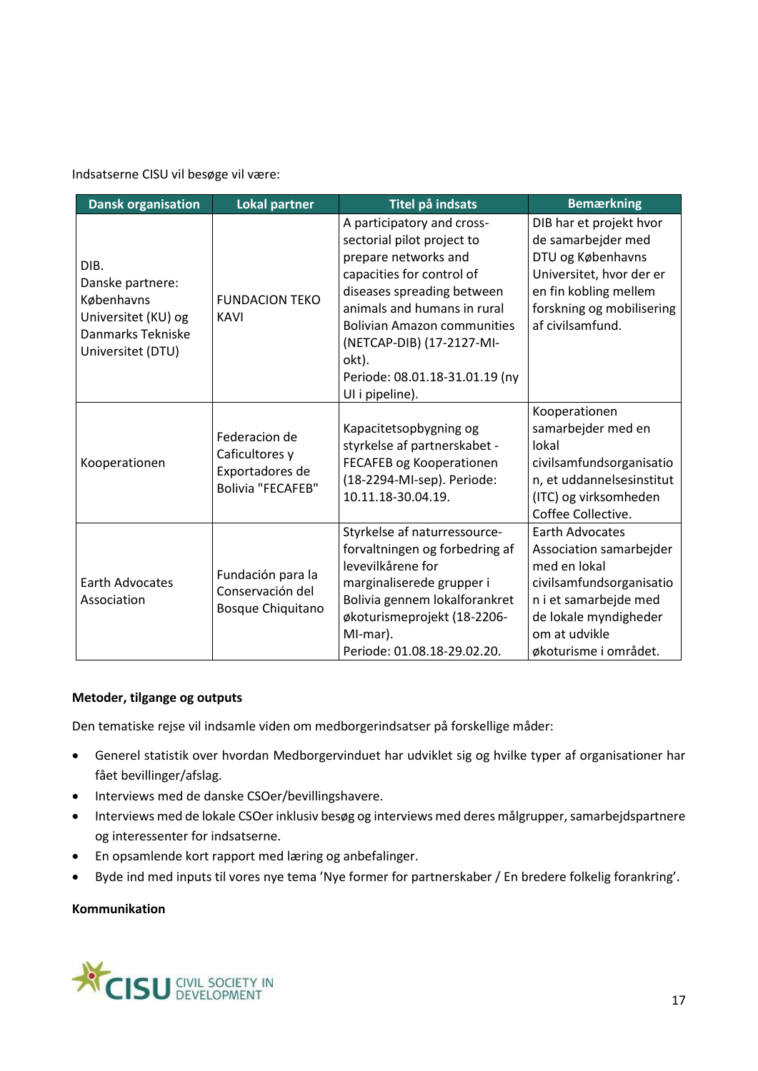Indsatserne CISU vil besøge vil være:

| Dansk organisation | Lokal partner | Titel på indsats | Bemærkning |
|---|---|---|---|
| DIB. Danske partnere: Københavns Universitet (KU) og Danmarks Tekniske Universitet (DTU) | FUNDACION TEKO KAVI | A participatory and cross-sectorial pilot project to prepare networks and capacities for control of diseases spreading between animals and humans in rural Bolivian Amazon communities (NETCAP-DIB) (17-2127-MI-okt). Periode: 08.01.18-31.01.19 (ny UI i pipeline). | DIB har et projekt hvor de samarbejder med DTU og Københavns Universitet, hvor der er en fin kobling mellem forskning og mobilisering af civilsamfund. |
| Kooperationen | Federacion de Caficultores y Exportadores de Bolivia "FECAFEB" | Kapacitetsopbygning og styrkelse af partnerskabet - FECAFEB og Kooperationen (18-2294-MI-sep). Periode: 10.11.18-30.04.19. | Kooperationen samarbejder med en lokal civilsamfundsorganisation, et uddannelsesinstitut (ITC) og virksomheden Coffee Collective. |
| Earth Advocates Association | Fundación para la Conservación del Bosque Chiquitano | Styrkelse af naturressource-forvaltningen og forbedring af levevilkårene for marginaliserede grupper i Bolivia gennem lokalforankret økoturismeprojekt (18-2206-MI-mar). Periode: 01.08.18-29.02.20. | Earth Advocates Association samarbejder med en lokal civilsamfundsorganisation i et samarbejde med de lokale myndigheder om at udvikle økoturisme i området. |

**Metoder, tilgange og outputs**

Den tematiske rejse vil indsamle viden om medborgerindsatser på forskellige måder:

- Generel statistik over hvordan Medborgervinduet har udviklet sig og hvilke typer af organisationer har fået bevillinger/afslag.
- Interviews med de danske CSOer/bevillingshavere.
- Interviews med de lokale CSOer inklusiv besøg og interviews med deres målgrupper, samarbejdspartnere og interessenter for indsatserne.
- En opsamlende kort rapport med læring og anbefalinger.
- Byde ind med inputs til vores nye tema 'Nye former for partnerskaber / En bredere folkelig forankring'.

**Kommunikation**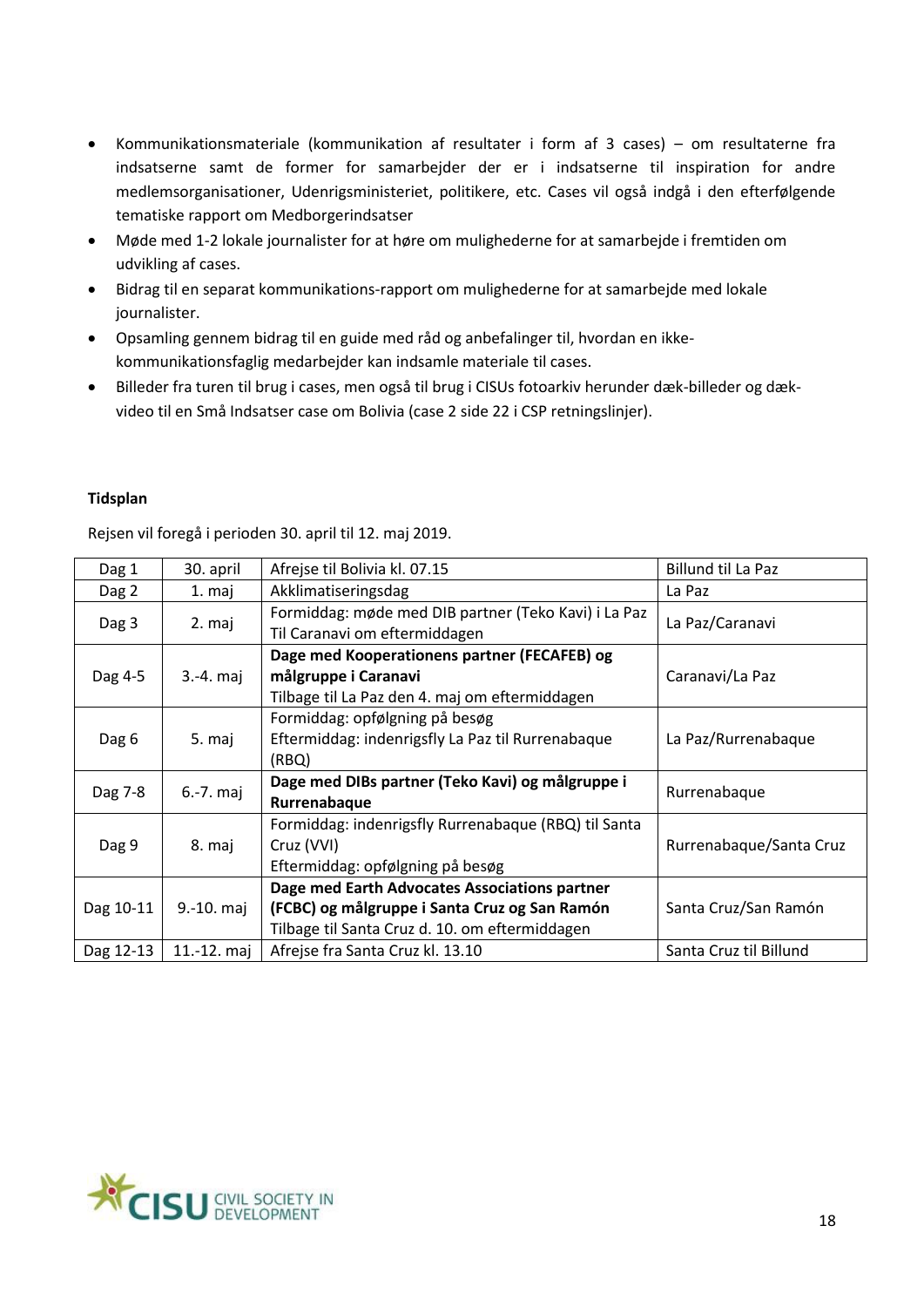- Kommunikationsmateriale (kommunikation af resultater i form af 3 cases) – om resultaterne fra indsatserne samt de former for samarbejder der er i indsatserne til inspiration for andre medlemsorganisationer, Udenrigsministeriet, politikere, etc. Cases vil også indgå i den efterfølgende tematiske rapport om Medborgerindsatser
- Møde med 1-2 lokale journalister for at høre om mulighederne for at samarbejde i fremtiden om udvikling af cases.
- Bidrag til en separat kommunikations-rapport om mulighederne for at samarbejde med lokale journalister.
- Opsamling gennem bidrag til en guide med råd og anbefalinger til, hvordan en ikke-kommunikationsfaglig medarbejder kan indsamle materiale til cases.
- Billeder fra turen til brug i cases, men også til brug i CISUs fotoarkiv herunder dæk-billeder og dæk-video til en Små Indsatser case om Bolivia (case 2 side 22 i CSP retningslinjer).

**Tidsplan**

Rejsen vil foregå i perioden 30. april til 12. maj 2019.

| | | | |
|---|---|---|---|
| Dag 1 | 30. april | Afrejse til Bolivia kl. 07.15 | Billund til La Paz |
| Dag 2 | 1. maj | Akklimatiseringsdag | La Paz |
| Dag 3 | 2. maj | Formiddag: møde med DIB partner (Teko Kavi) i La Paz<br>Til Caranavi om eftermiddagen | La Paz/Caranavi |
| Dag 4-5 | 3.-4. maj | **Dage med Kooperationens partner (FECAFEB) og målgruppe i Caranavi**<br>Tilbage til La Paz den 4. maj om eftermiddagen | Caranavi/La Paz |
| Dag 6 | 5. maj | Formiddag: opfølgning på besøg<br>Eftermiddag: indenrigsfly La Paz til Rurrenabaque (RBQ) | La Paz/Rurrenabaque |
| Dag 7-8 | 6.-7. maj | **Dage med DIBs partner (Teko Kavi) og målgruppe i Rurrenabaque** | Rurrenabaque |
| Dag 9 | 8. maj | Formiddag: indenrigsfly Rurrenabaque (RBQ) til Santa Cruz (VVI)<br>Eftermiddag: opfølgning på besøg | Rurrenabaque/Santa Cruz |
| Dag 10-11 | 9.-10. maj | **Dage med Earth Advocates Associations partner (FCBC) og målgruppe i Santa Cruz og San Ramón**<br>Tilbage til Santa Cruz d. 10. om eftermiddagen | Santa Cruz/San Ramón |
| Dag 12-13 | 11.-12. maj | Afrejse fra Santa Cruz kl. 13.10 | Santa Cruz til Billund |